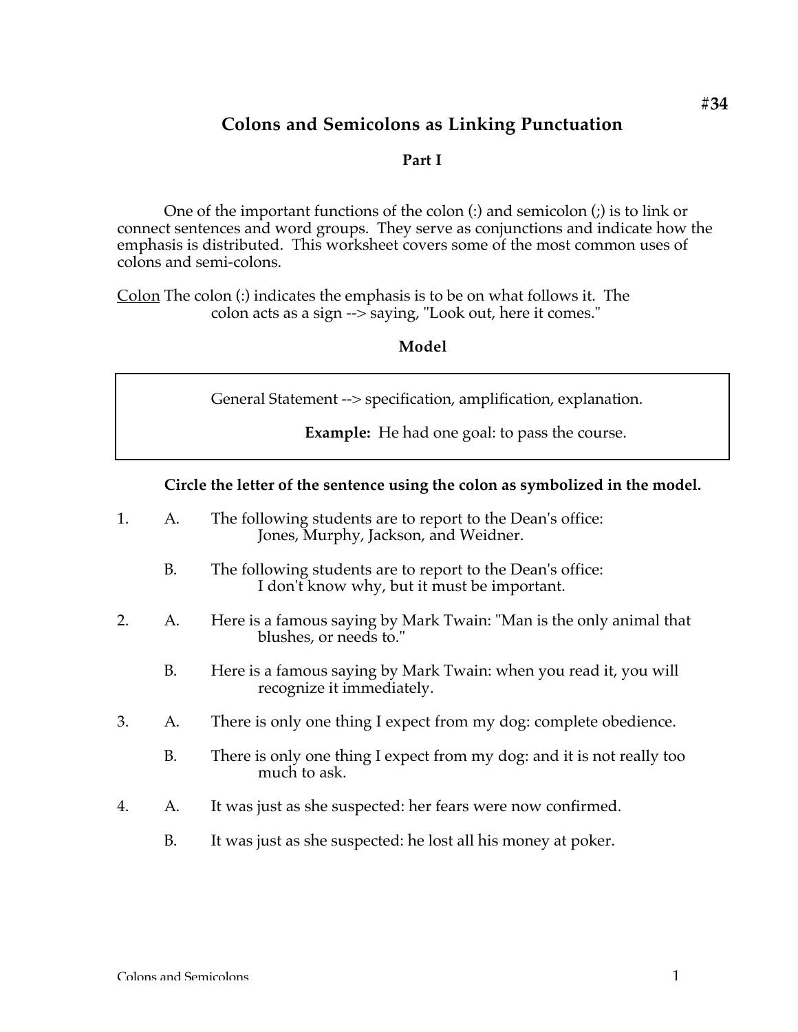#34

# Colons and Semicolons as Linking Punctuation

## Part I

One of the important functions of the colon (:) and semicolon (;) is to link or connect sentences and word groups. They serve as conjunctions and indicate how the emphasis is distributed. This worksheet covers some of the most common uses of colons and semi-colons.

<u>Colon</u> The colon (:) indicates the emphasis is to be on what follows it. The colon acts as a sign --> saying, "Look out, here it comes."

### Model

> General Statement --> specification, amplification, explanation.
>
> **Example:** He had one goal: to pass the course.

**Circle the letter of the sentence using the colon as symbolized in the model.**

1. A. The following students are to report to the Dean's office: Jones, Murphy, Jackson, and Weidner.

   B. The following students are to report to the Dean's office: I don't know why, but it must be important.

2. A. Here is a famous saying by Mark Twain: "Man is the only animal that blushes, or needs to."

   B. Here is a famous saying by Mark Twain: when you read it, you will recognize it immediately.

3. A. There is only one thing I expect from my dog: complete obedience.

   B. There is only one thing I expect from my dog: and it is not really too much to ask.

4. A. It was just as she suspected: her fears were now confirmed.

   B. It was just as she suspected: he lost all his money at poker.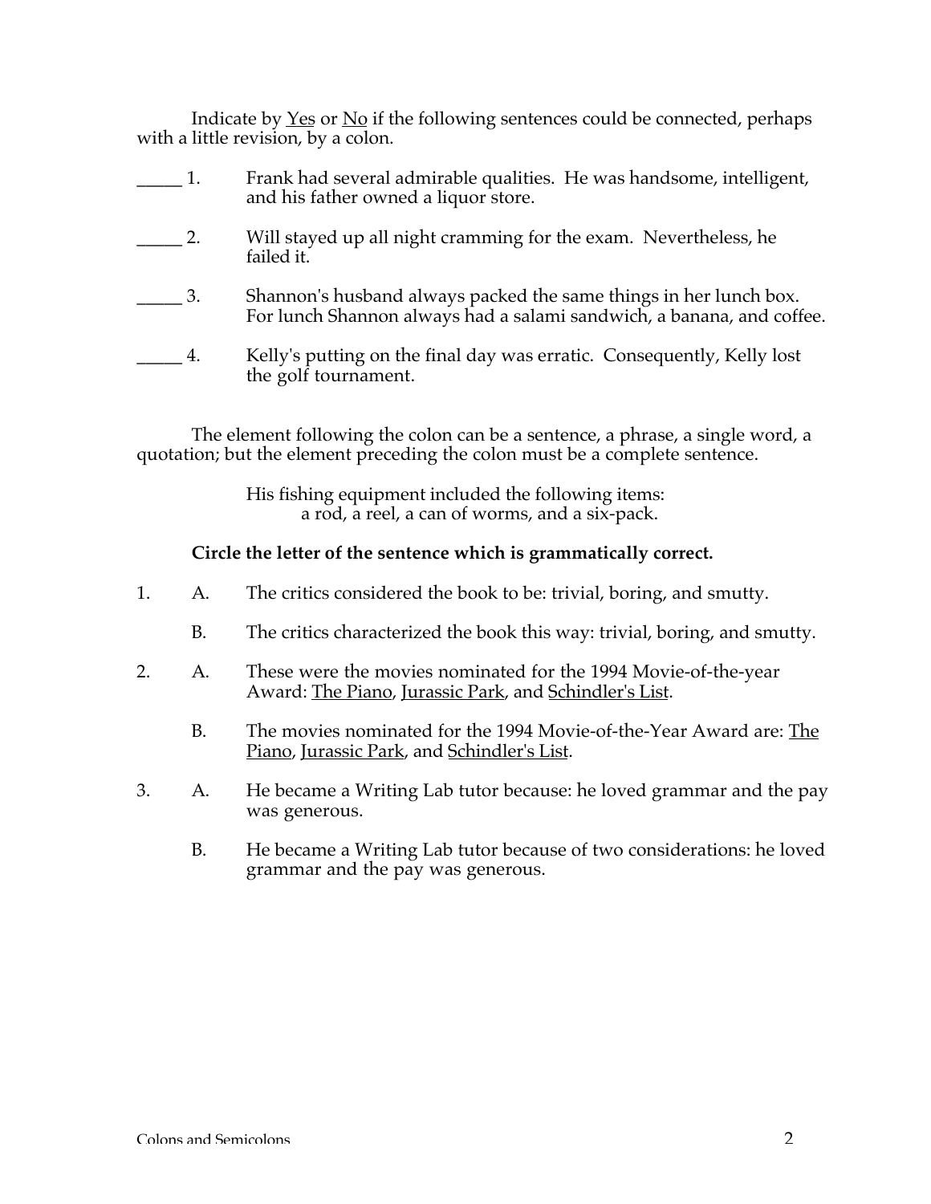Indicate by <u>Yes</u> or <u>No</u> if the following sentences could be connected, perhaps with a little revision, by a colon.

_____ 1. Frank had several admirable qualities. He was handsome, intelligent, and his father owned a liquor store.

_____ 2. Will stayed up all night cramming for the exam. Nevertheless, he failed it.

_____ 3. Shannon's husband always packed the same things in her lunch box. For lunch Shannon always had a salami sandwich, a banana, and coffee.

_____ 4. Kelly's putting on the final day was erratic. Consequently, Kelly lost the golf tournament.

The element following the colon can be a sentence, a phrase, a single word, a quotation; but the element preceding the colon must be a complete sentence.

> His fishing equipment included the following items:
> a rod, a reel, a can of worms, and a six-pack.

**Circle the letter of the sentence which is grammatically correct.**

1. A. The critics considered the book to be: trivial, boring, and smutty.

   B. The critics characterized the book this way: trivial, boring, and smutty.

2. A. These were the movies nominated for the 1994 Movie-of-the-year Award: <u>The Piano</u>, <u>Jurassic Park</u>, and <u>Schindler's List</u>.

   B. The movies nominated for the 1994 Movie-of-the-Year Award are: <u>The Piano</u>, <u>Jurassic Park</u>, and <u>Schindler's List</u>.

3. A. He became a Writing Lab tutor because: he loved grammar and the pay was generous.

   B. He became a Writing Lab tutor because of two considerations: he loved grammar and the pay was generous.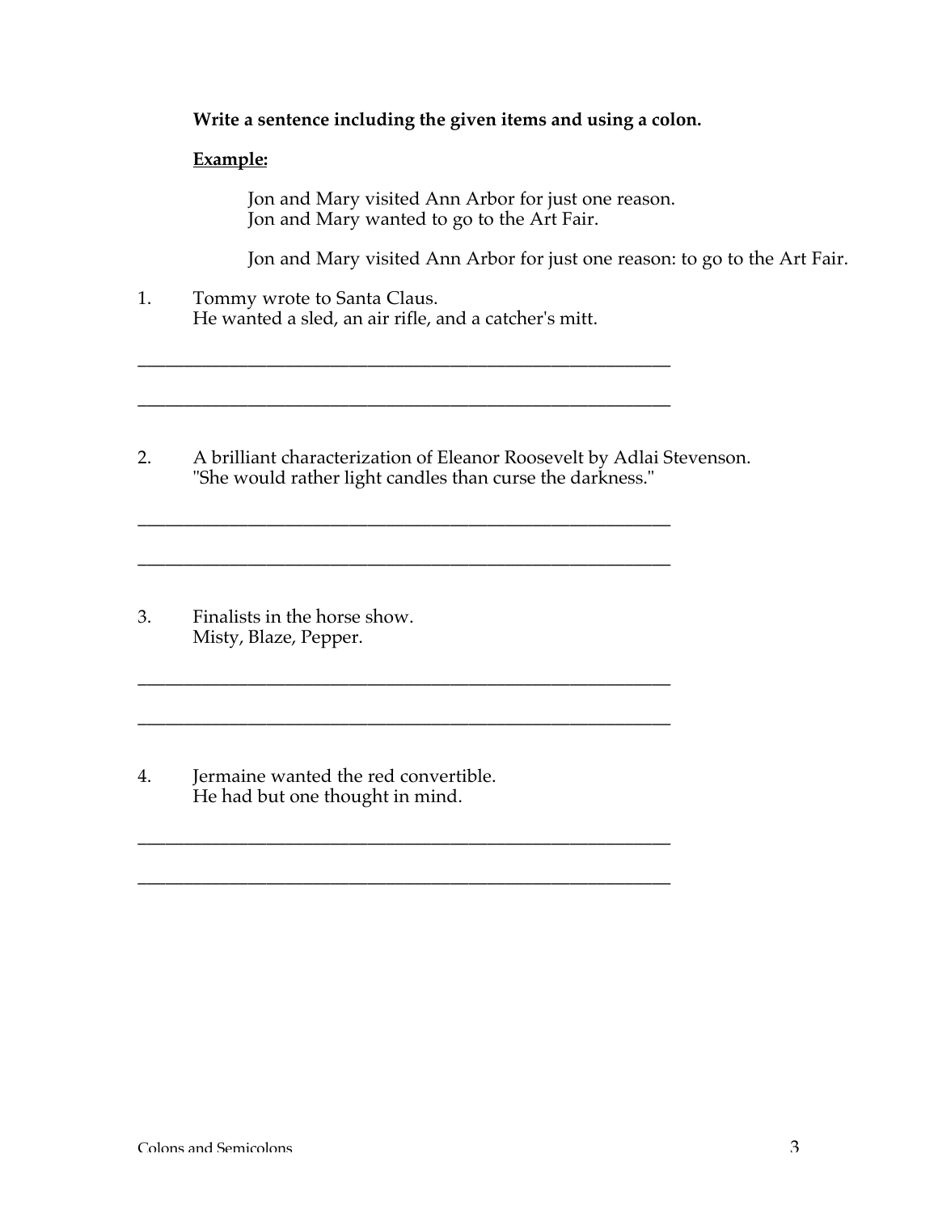**Write a sentence including the given items and using a colon.**

**Example:**

> Jon and Mary visited Ann Arbor for just one reason.
> Jon and Mary wanted to go to the Art Fair.
>
> Jon and Mary visited Ann Arbor for just one reason: to go to the Art Fair.

1. Tommy wrote to Santa Claus.
   He wanted a sled, an air rifle, and a catcher's mitt.

   ____________________________________________________________

   ____________________________________________________________

2. A brilliant characterization of Eleanor Roosevelt by Adlai Stevenson.
   "She would rather light candles than curse the darkness."

   ____________________________________________________________

   ____________________________________________________________

3. Finalists in the horse show.
   Misty, Blaze, Pepper.

   ____________________________________________________________

   ____________________________________________________________

4. Jermaine wanted the red convertible.
   He had but one thought in mind.

   ____________________________________________________________

   ____________________________________________________________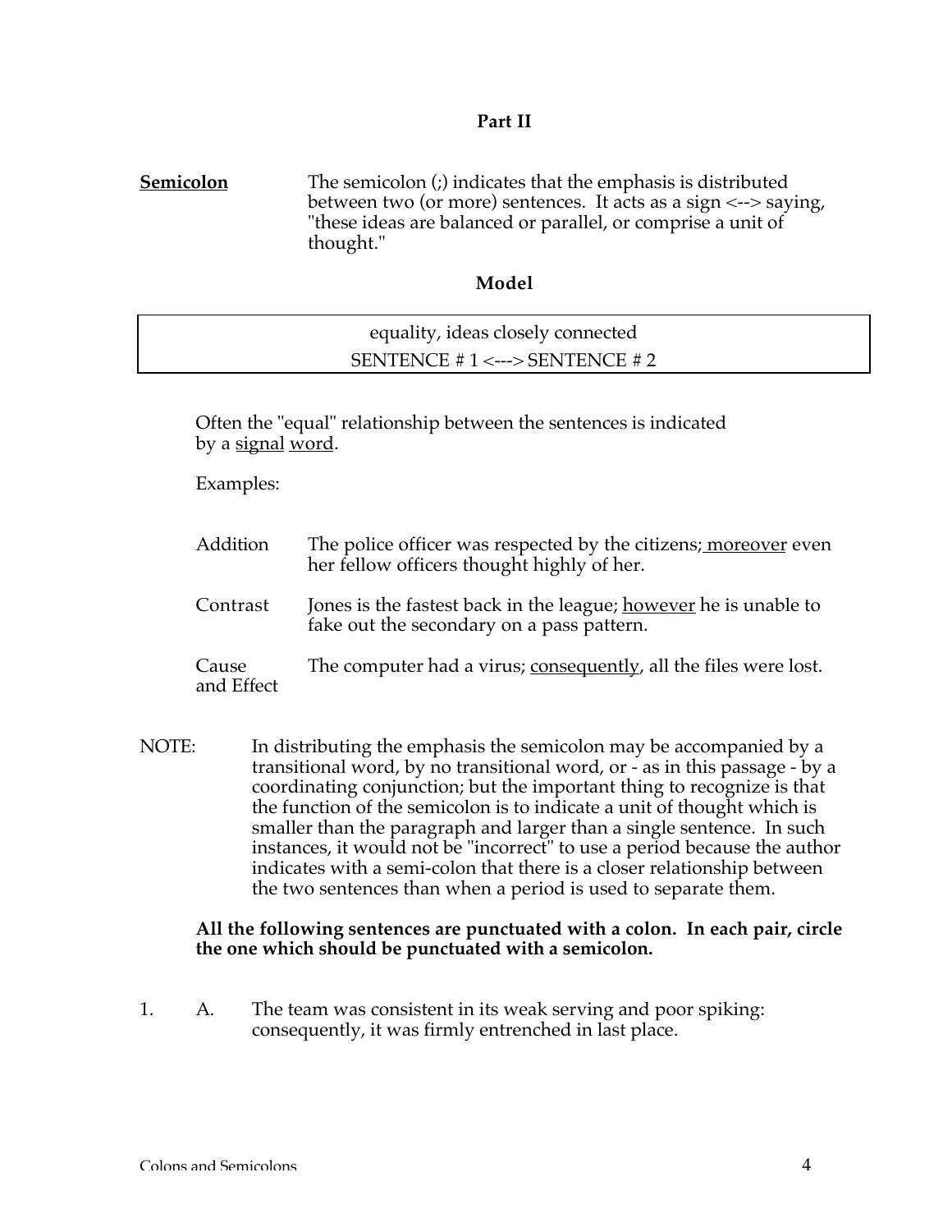### Part II

**<u>Semicolon</u>** The semicolon (;) indicates that the emphasis is distributed between two (or more) sentences. It acts as a sign <--> saying, "these ideas are balanced or parallel, or comprise a unit of thought."

**Model**

| equality, ideas closely connected |
|---|
| SENTENCE # 1 <---> SENTENCE # 2 |

Often the "equal" relationship between the sentences is indicated by a <u>signal</u> <u>word</u>.

Examples:

| | |
|---|---|
| Addition | The police officer was respected by the citizens;<u> moreover</u> even her fellow officers thought highly of her. |
| Contrast | Jones is the fastest back in the league; <u>however</u> he is unable to fake out the secondary on a pass pattern. |
| Cause and Effect | The computer had a virus; <u>consequently</u>, all the files were lost. |

NOTE: In distributing the emphasis the semicolon may be accompanied by a transitional word, by no transitional word, or - as in this passage - by a coordinating conjunction; but the important thing to recognize is that the function of the semicolon is to indicate a unit of thought which is smaller than the paragraph and larger than a single sentence. In such instances, it would not be "incorrect" to use a period because the author indicates with a semi-colon that there is a closer relationship between the two sentences than when a period is used to separate them.

**All the following sentences are punctuated with a colon. In each pair, circle the one which should be punctuated with a semicolon.**

1. A. The team was consistent in its weak serving and poor spiking: consequently, it was firmly entrenched in last place.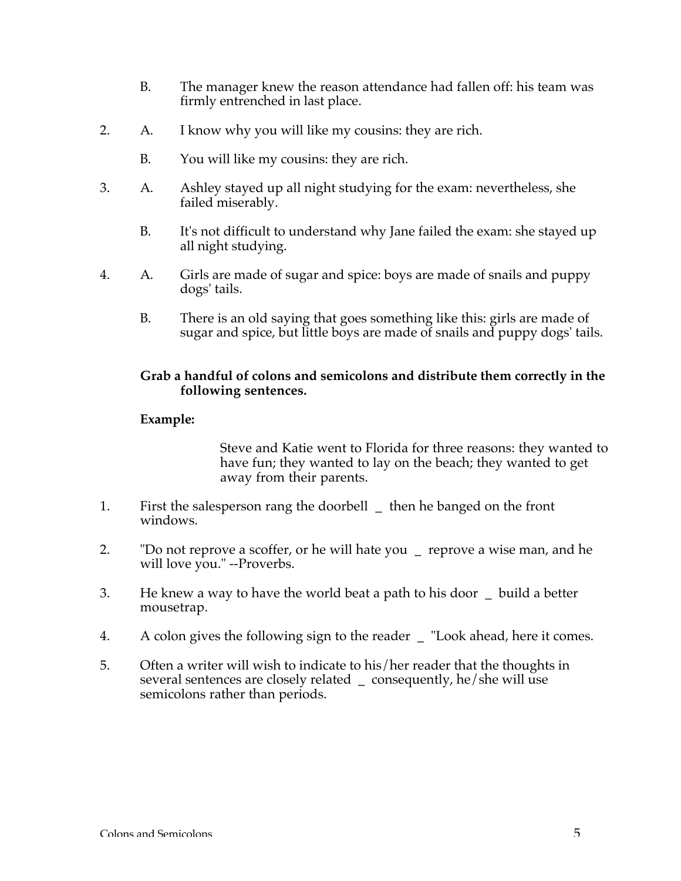B. The manager knew the reason attendance had fallen off: his team was firmly entrenched in last place.

2. A. I know why you will like my cousins: they are rich.

   B. You will like my cousins: they are rich.

3. A. Ashley stayed up all night studying for the exam: nevertheless, she failed miserably.

   B. It's not difficult to understand why Jane failed the exam: she stayed up all night studying.

4. A. Girls are made of sugar and spice: boys are made of snails and puppy dogs' tails.

   B. There is an old saying that goes something like this: girls are made of sugar and spice, but little boys are made of snails and puppy dogs' tails.

**Grab a handful of colons and semicolons and distribute them correctly in the following sentences.**

**Example:**

> Steve and Katie went to Florida for three reasons: they wanted to have fun; they wanted to lay on the beach; they wanted to get away from their parents.

1. First the salesperson rang the doorbell _ then he banged on the front windows.

2. "Do not reprove a scoffer, or he will hate you _ reprove a wise man, and he will love you." --Proverbs.

3. He knew a way to have the world beat a path to his door _ build a better mousetrap.

4. A colon gives the following sign to the reader _ "Look ahead, here it comes.

5. Often a writer will wish to indicate to his/her reader that the thoughts in several sentences are closely related _ consequently, he/she will use semicolons rather than periods.